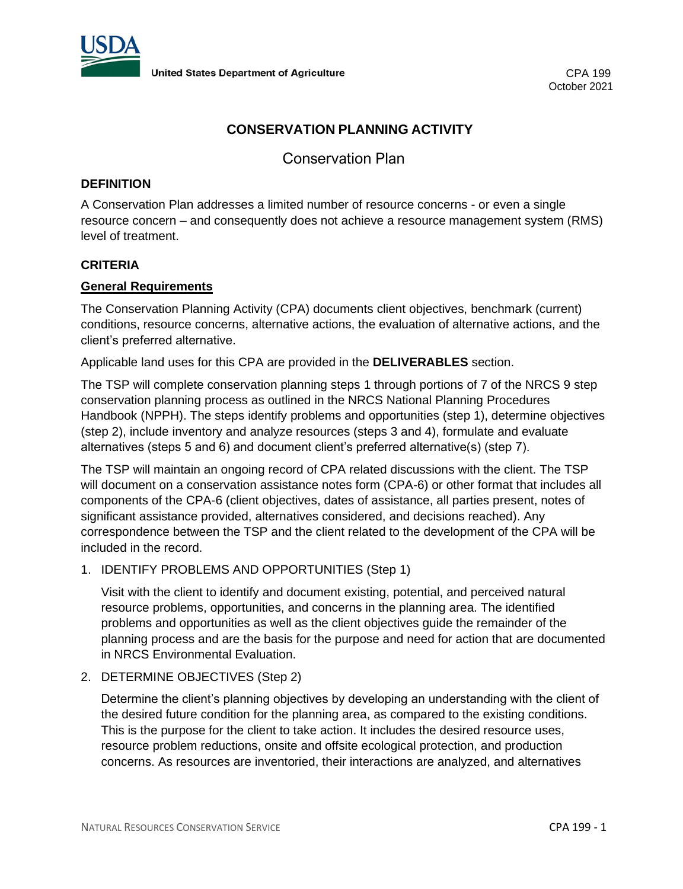United States Department of Agriculture

CPA 199
October 2021

# CONSERVATION PLANNING ACTIVITY

## Conservation Plan

### DEFINITION

A Conservation Plan addresses a limited number of resource concerns - or even a single resource concern – and consequently does not achieve a resource management system (RMS) level of treatment.

### CRITERIA

#### General Requirements

The Conservation Planning Activity (CPA) documents client objectives, benchmark (current) conditions, resource concerns, alternative actions, the evaluation of alternative actions, and the client's preferred alternative.

Applicable land uses for this CPA are provided in the **DELIVERABLES** section.

The TSP will complete conservation planning steps 1 through portions of 7 of the NRCS 9 step conservation planning process as outlined in the NRCS National Planning Procedures Handbook (NPPH). The steps identify problems and opportunities (step 1), determine objectives (step 2), include inventory and analyze resources (steps 3 and 4), formulate and evaluate alternatives (steps 5 and 6) and document client's preferred alternative(s) (step 7).

The TSP will maintain an ongoing record of CPA related discussions with the client. The TSP will document on a conservation assistance notes form (CPA-6) or other format that includes all components of the CPA-6 (client objectives, dates of assistance, all parties present, notes of significant assistance provided, alternatives considered, and decisions reached). Any correspondence between the TSP and the client related to the development of the CPA will be included in the record.

1. IDENTIFY PROBLEMS AND OPPORTUNITIES (Step 1)

   Visit with the client to identify and document existing, potential, and perceived natural resource problems, opportunities, and concerns in the planning area. The identified problems and opportunities as well as the client objectives guide the remainder of the planning process and are the basis for the purpose and need for action that are documented in NRCS Environmental Evaluation.

2. DETERMINE OBJECTIVES (Step 2)

   Determine the client's planning objectives by developing an understanding with the client of the desired future condition for the planning area, as compared to the existing conditions. This is the purpose for the client to take action. It includes the desired resource uses, resource problem reductions, onsite and offsite ecological protection, and production concerns. As resources are inventoried, their interactions are analyzed, and alternatives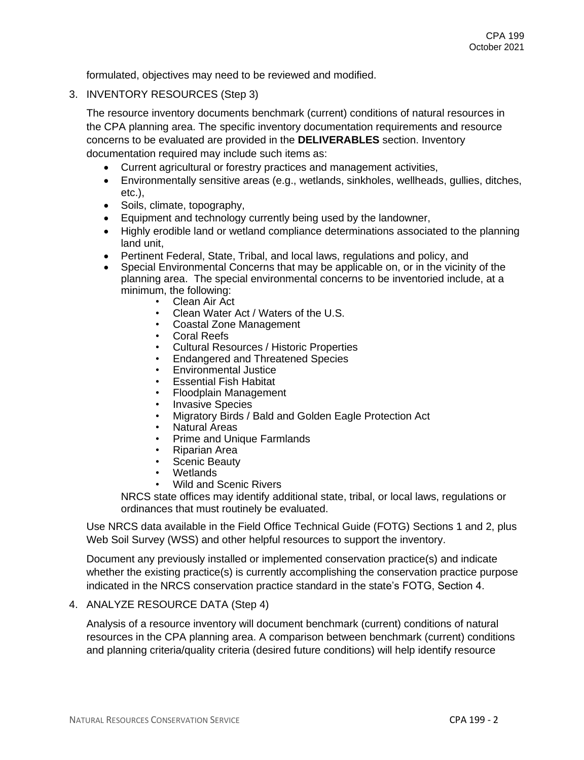formulated, objectives may need to be reviewed and modified.

3. INVENTORY RESOURCES (Step 3)

   The resource inventory documents benchmark (current) conditions of natural resources in the CPA planning area. The specific inventory documentation requirements and resource concerns to be evaluated are provided in the **DELIVERABLES** section. Inventory documentation required may include such items as:

   - Current agricultural or forestry practices and management activities,
   - Environmentally sensitive areas (e.g., wetlands, sinkholes, wellheads, gullies, ditches, etc.),
   - Soils, climate, topography,
   - Equipment and technology currently being used by the landowner,
   - Highly erodible land or wetland compliance determinations associated to the planning land unit,
   - Pertinent Federal, State, Tribal, and local laws, regulations and policy, and
   - Special Environmental Concerns that may be applicable on, or in the vicinity of the planning area. The special environmental concerns to be inventoried include, at a minimum, the following:
     - Clean Air Act
     - Clean Water Act / Waters of the U.S.
     - Coastal Zone Management
     - Coral Reefs
     - Cultural Resources / Historic Properties
     - Endangered and Threatened Species
     - Environmental Justice
     - Essential Fish Habitat
     - Floodplain Management
     - Invasive Species
     - Migratory Birds / Bald and Golden Eagle Protection Act
     - Natural Areas
     - Prime and Unique Farmlands
     - Riparian Area
     - Scenic Beauty
     - Wetlands
     - Wild and Scenic Rivers

     NRCS state offices may identify additional state, tribal, or local laws, regulations or ordinances that must routinely be evaluated.

   Use NRCS data available in the Field Office Technical Guide (FOTG) Sections 1 and 2, plus Web Soil Survey (WSS) and other helpful resources to support the inventory.

   Document any previously installed or implemented conservation practice(s) and indicate whether the existing practice(s) is currently accomplishing the conservation practice purpose indicated in the NRCS conservation practice standard in the state's FOTG, Section 4.

4. ANALYZE RESOURCE DATA (Step 4)

   Analysis of a resource inventory will document benchmark (current) conditions of natural resources in the CPA planning area. A comparison between benchmark (current) conditions and planning criteria/quality criteria (desired future conditions) will help identify resource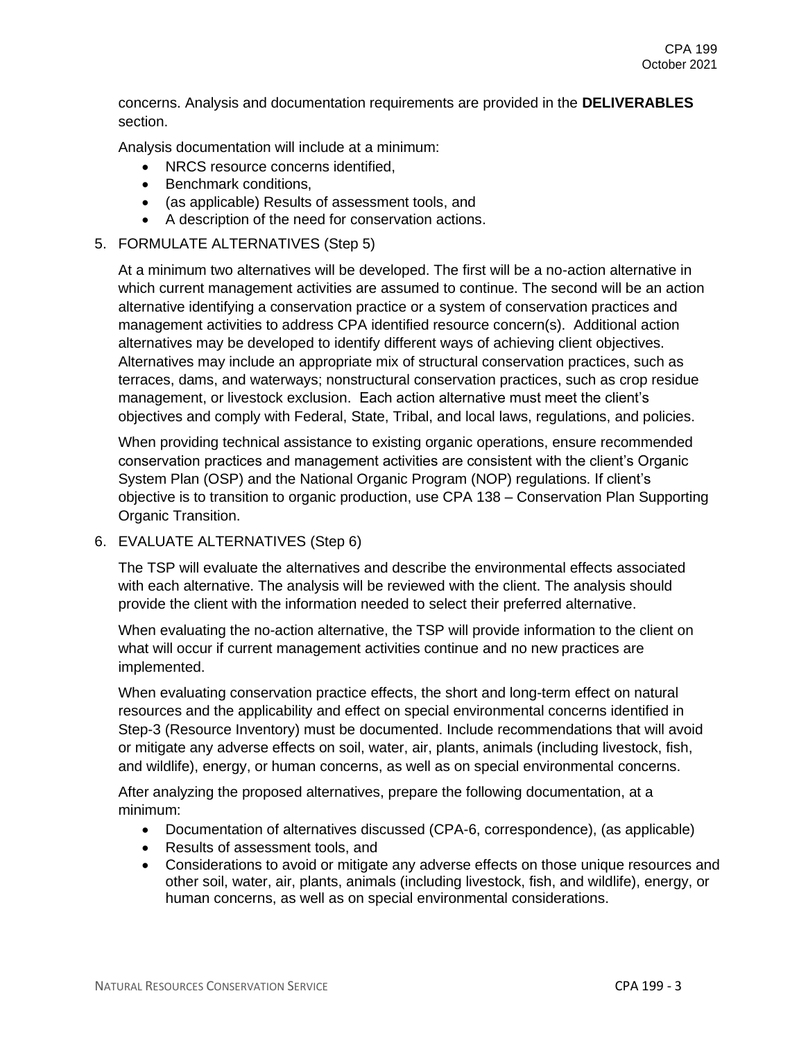concerns. Analysis and documentation requirements are provided in the **DELIVERABLES** section.

Analysis documentation will include at a minimum:

- NRCS resource concerns identified,
- Benchmark conditions,
- (as applicable) Results of assessment tools, and
- A description of the need for conservation actions.

5. FORMULATE ALTERNATIVES (Step 5)

At a minimum two alternatives will be developed. The first will be a no-action alternative in which current management activities are assumed to continue. The second will be an action alternative identifying a conservation practice or a system of conservation practices and management activities to address CPA identified resource concern(s). Additional action alternatives may be developed to identify different ways of achieving client objectives. Alternatives may include an appropriate mix of structural conservation practices, such as terraces, dams, and waterways; nonstructural conservation practices, such as crop residue management, or livestock exclusion. Each action alternative must meet the client's objectives and comply with Federal, State, Tribal, and local laws, regulations, and policies.

When providing technical assistance to existing organic operations, ensure recommended conservation practices and management activities are consistent with the client's Organic System Plan (OSP) and the National Organic Program (NOP) regulations. If client's objective is to transition to organic production, use CPA 138 – Conservation Plan Supporting Organic Transition.

6. EVALUATE ALTERNATIVES (Step 6)

The TSP will evaluate the alternatives and describe the environmental effects associated with each alternative. The analysis will be reviewed with the client. The analysis should provide the client with the information needed to select their preferred alternative.

When evaluating the no-action alternative, the TSP will provide information to the client on what will occur if current management activities continue and no new practices are implemented.

When evaluating conservation practice effects, the short and long-term effect on natural resources and the applicability and effect on special environmental concerns identified in Step-3 (Resource Inventory) must be documented. Include recommendations that will avoid or mitigate any adverse effects on soil, water, air, plants, animals (including livestock, fish, and wildlife), energy, or human concerns, as well as on special environmental concerns.

After analyzing the proposed alternatives, prepare the following documentation, at a minimum:

- Documentation of alternatives discussed (CPA-6, correspondence), (as applicable)
- Results of assessment tools, and
- Considerations to avoid or mitigate any adverse effects on those unique resources and other soil, water, air, plants, animals (including livestock, fish, and wildlife), energy, or human concerns, as well as on special environmental considerations.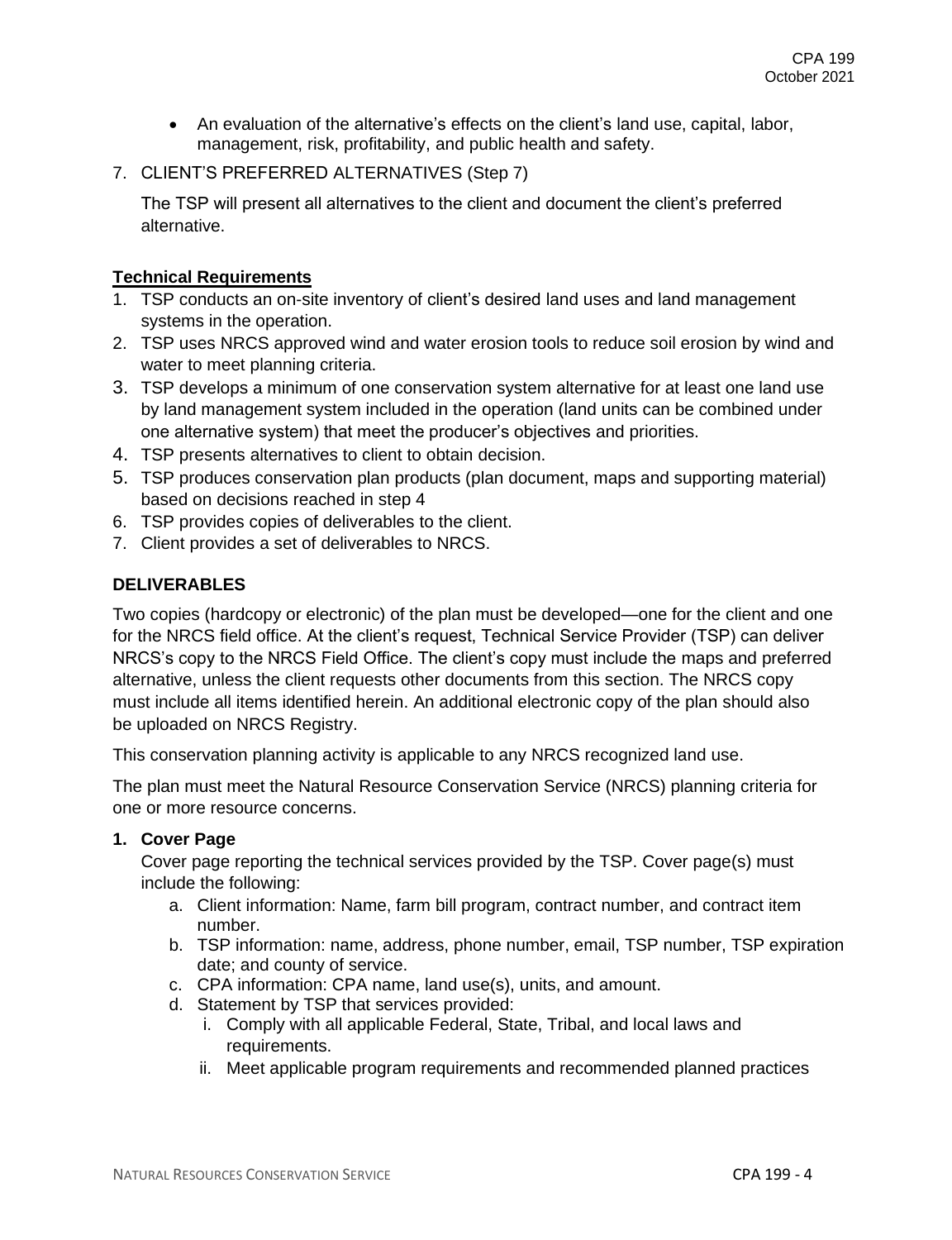- An evaluation of the alternative's effects on the client's land use, capital, labor, management, risk, profitability, and public health and safety.

7. CLIENT'S PREFERRED ALTERNATIVES (Step 7)

   The TSP will present all alternatives to the client and document the client's preferred alternative.

**Technical Requirements**

1. TSP conducts an on-site inventory of client's desired land uses and land management systems in the operation.
2. TSP uses NRCS approved wind and water erosion tools to reduce soil erosion by wind and water to meet planning criteria.
3. TSP develops a minimum of one conservation system alternative for at least one land use by land management system included in the operation (land units can be combined under one alternative system) that meet the producer's objectives and priorities.
4. TSP presents alternatives to client to obtain decision.
5. TSP produces conservation plan products (plan document, maps and supporting material) based on decisions reached in step 4
6. TSP provides copies of deliverables to the client.
7. Client provides a set of deliverables to NRCS.

## DELIVERABLES

Two copies (hardcopy or electronic) of the plan must be developed—one for the client and one for the NRCS field office. At the client's request, Technical Service Provider (TSP) can deliver NRCS's copy to the NRCS Field Office. The client's copy must include the maps and preferred alternative, unless the client requests other documents from this section. The NRCS copy must include all items identified herein. An additional electronic copy of the plan should also be uploaded on NRCS Registry.

This conservation planning activity is applicable to any NRCS recognized land use.

The plan must meet the Natural Resource Conservation Service (NRCS) planning criteria for one or more resource concerns.

**1. Cover Page**

Cover page reporting the technical services provided by the TSP. Cover page(s) must include the following:

a. Client information: Name, farm bill program, contract number, and contract item number.
b. TSP information: name, address, phone number, email, TSP number, TSP expiration date; and county of service.
c. CPA information: CPA name, land use(s), units, and amount.
d. Statement by TSP that services provided:
   i. Comply with all applicable Federal, State, Tribal, and local laws and requirements.
   ii. Meet applicable program requirements and recommended planned practices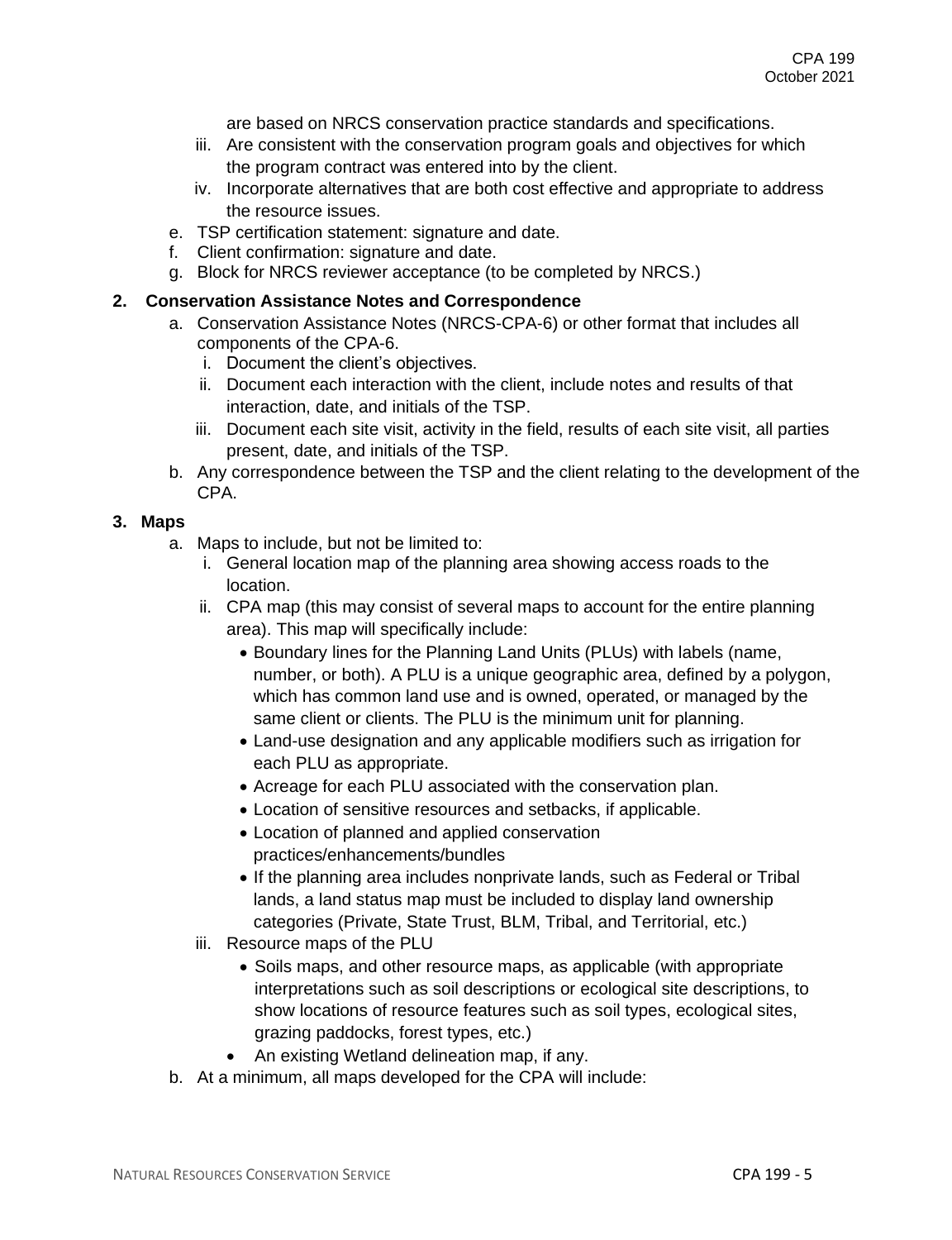are based on NRCS conservation practice standards and specifications.

   iii. Are consistent with the conservation program goals and objectives for which the program contract was entered into by the client.
   iv. Incorporate alternatives that are both cost effective and appropriate to address the resource issues.

e. TSP certification statement: signature and date.
f. Client confirmation: signature and date.
g. Block for NRCS reviewer acceptance (to be completed by NRCS.)

**2. Conservation Assistance Notes and Correspondence**

a. Conservation Assistance Notes (NRCS-CPA-6) or other format that includes all components of the CPA-6.
   i. Document the client's objectives.
   ii. Document each interaction with the client, include notes and results of that interaction, date, and initials of the TSP.
   iii. Document each site visit, activity in the field, results of each site visit, all parties present, date, and initials of the TSP.
b. Any correspondence between the TSP and the client relating to the development of the CPA.

**3. Maps**

a. Maps to include, but not be limited to:
   i. General location map of the planning area showing access roads to the location.
   ii. CPA map (this may consist of several maps to account for the entire planning area). This map will specifically include:
      - Boundary lines for the Planning Land Units (PLUs) with labels (name, number, or both). A PLU is a unique geographic area, defined by a polygon, which has common land use and is owned, operated, or managed by the same client or clients. The PLU is the minimum unit for planning.
      - Land-use designation and any applicable modifiers such as irrigation for each PLU as appropriate.
      - Acreage for each PLU associated with the conservation plan.
      - Location of sensitive resources and setbacks, if applicable.
      - Location of planned and applied conservation practices/enhancements/bundles
      - If the planning area includes nonprivate lands, such as Federal or Tribal lands, a land status map must be included to display land ownership categories (Private, State Trust, BLM, Tribal, and Territorial, etc.)
   iii. Resource maps of the PLU
      - Soils maps, and other resource maps, as applicable (with appropriate interpretations such as soil descriptions or ecological site descriptions, to show locations of resource features such as soil types, ecological sites, grazing paddocks, forest types, etc.)
      - An existing Wetland delineation map, if any.

b. At a minimum, all maps developed for the CPA will include: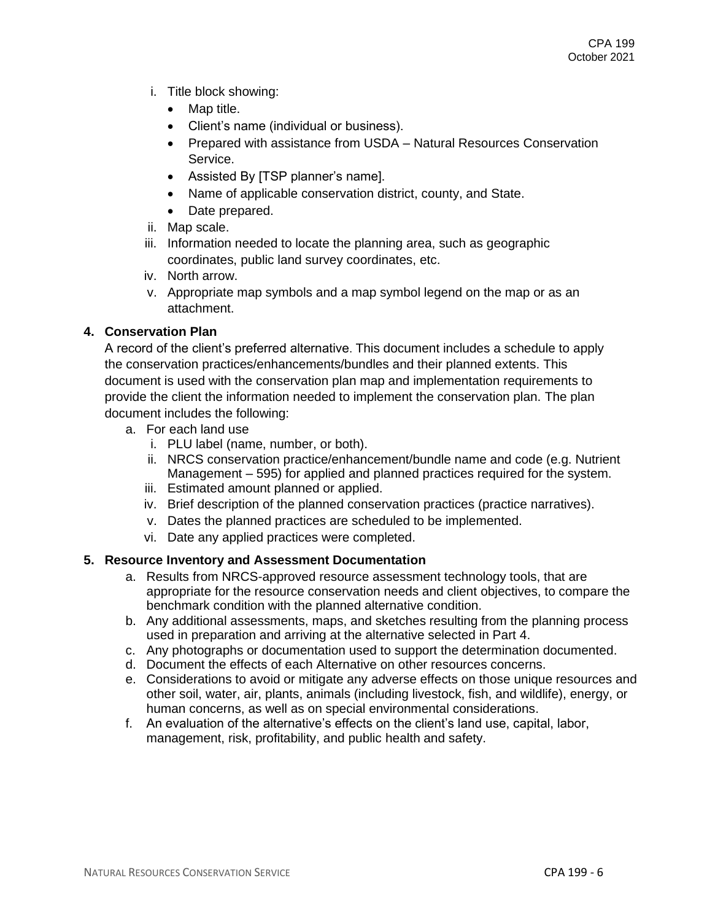i. Title block showing:
      - Map title.
      - Client's name (individual or business).
      - Prepared with assistance from USDA – Natural Resources Conservation Service.
      - Assisted By [TSP planner's name].
      - Name of applicable conservation district, county, and State.
      - Date prepared.
   ii. Map scale.
   iii. Information needed to locate the planning area, such as geographic coordinates, public land survey coordinates, etc.
   iv. North arrow.
   v. Appropriate map symbols and a map symbol legend on the map or as an attachment.

**4. Conservation Plan**

A record of the client's preferred alternative. This document includes a schedule to apply the conservation practices/enhancements/bundles and their planned extents. This document is used with the conservation plan map and implementation requirements to provide the client the information needed to implement the conservation plan. The plan document includes the following:

a. For each land use
   i. PLU label (name, number, or both).
   ii. NRCS conservation practice/enhancement/bundle name and code (e.g. Nutrient Management – 595) for applied and planned practices required for the system.
   iii. Estimated amount planned or applied.
   iv. Brief description of the planned conservation practices (practice narratives).
   v. Dates the planned practices are scheduled to be implemented.
   vi. Date any applied practices were completed.

**5. Resource Inventory and Assessment Documentation**

a. Results from NRCS-approved resource assessment technology tools, that are appropriate for the resource conservation needs and client objectives, to compare the benchmark condition with the planned alternative condition.
b. Any additional assessments, maps, and sketches resulting from the planning process used in preparation and arriving at the alternative selected in Part 4.
c. Any photographs or documentation used to support the determination documented.
d. Document the effects of each Alternative on other resources concerns.
e. Considerations to avoid or mitigate any adverse effects on those unique resources and other soil, water, air, plants, animals (including livestock, fish, and wildlife), energy, or human concerns, as well as on special environmental considerations.
f. An evaluation of the alternative's effects on the client's land use, capital, labor, management, risk, profitability, and public health and safety.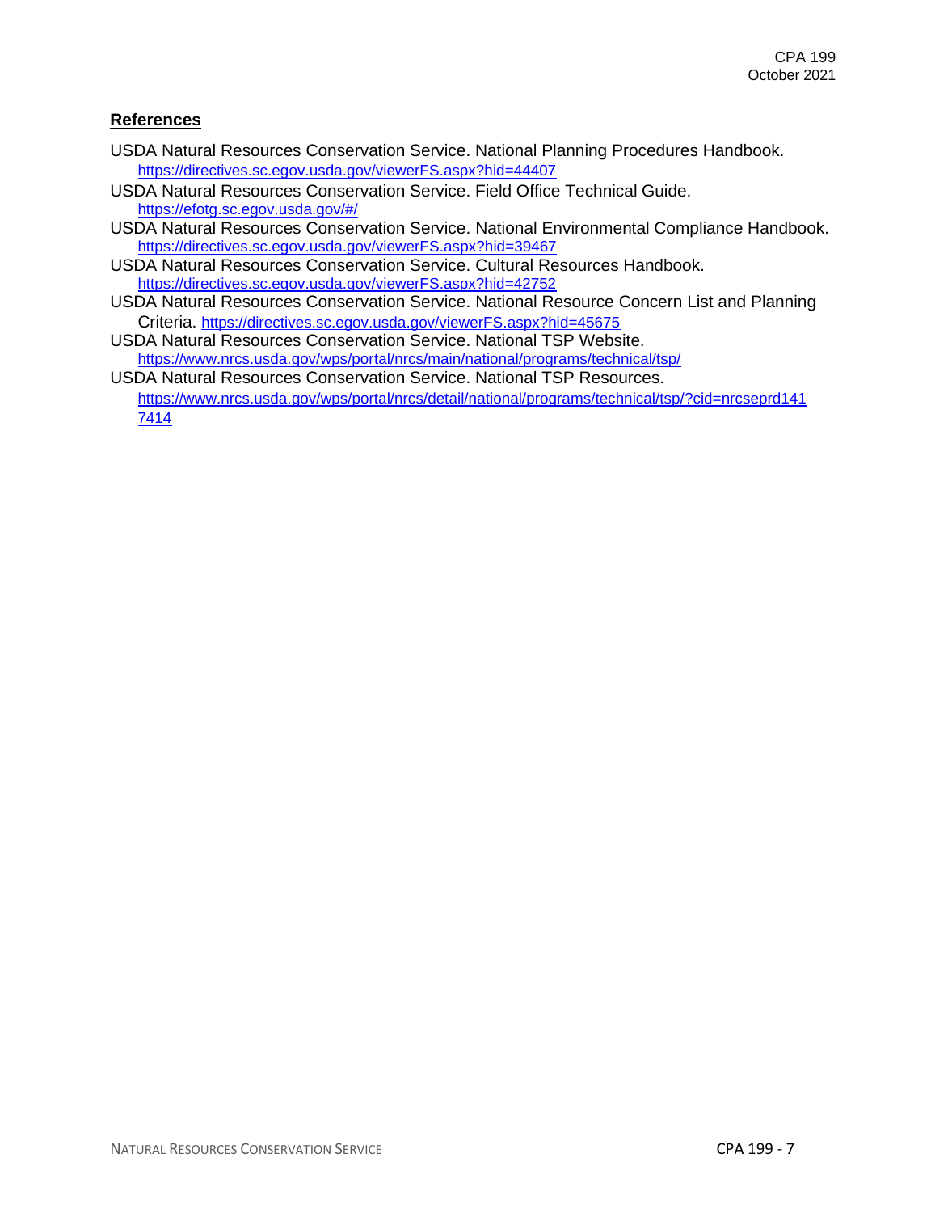## References

USDA Natural Resources Conservation Service. National Planning Procedures Handbook. https://directives.sc.egov.usda.gov/viewerFS.aspx?hid=44407

USDA Natural Resources Conservation Service. Field Office Technical Guide. https://efotg.sc.egov.usda.gov/#/

USDA Natural Resources Conservation Service. National Environmental Compliance Handbook. https://directives.sc.egov.usda.gov/viewerFS.aspx?hid=39467

USDA Natural Resources Conservation Service. Cultural Resources Handbook. https://directives.sc.egov.usda.gov/viewerFS.aspx?hid=42752

USDA Natural Resources Conservation Service. National Resource Concern List and Planning Criteria. https://directives.sc.egov.usda.gov/viewerFS.aspx?hid=45675

USDA Natural Resources Conservation Service. National TSP Website. https://www.nrcs.usda.gov/wps/portal/nrcs/main/national/programs/technical/tsp/

USDA Natural Resources Conservation Service. National TSP Resources. https://www.nrcs.usda.gov/wps/portal/nrcs/detail/national/programs/technical/tsp/?cid=nrcseprd1417414